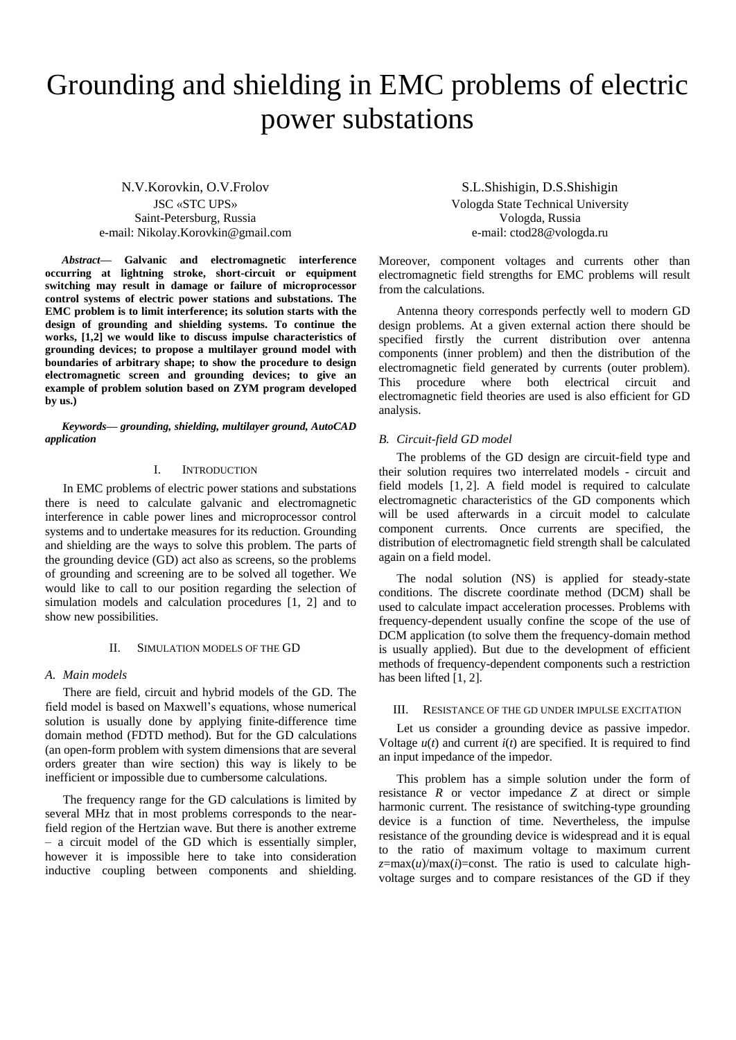# Grounding and shielding in EMC problems of electric power substations

N.V.Korovkin, O.V.Frolov
JSC «STC UPS»
Saint-Petersburg, Russia
e-mail: Nikolay.Korovkin@gmail.com

S.L.Shishigin, D.S.Shishigin
Vologda State Technical University
Vologda, Russia
e-mail: ctod28@vologda.ru

***Abstract*— Galvanic and electromagnetic interference occurring at lightning stroke, short-circuit or equipment switching may result in damage or failure of microprocessor control systems of electric power stations and substations. The EMC problem is to limit interference; its solution starts with the design of grounding and shielding systems. To continue the works, [1,2] we would like to discuss impulse characteristics of grounding devices; to propose a multilayer ground model with boundaries of arbitrary shape; to show the procedure to design electromagnetic screen and grounding devices; to give an example of problem solution based on ZYM program developed by us.)**

***Keywords*— grounding, shielding, multilayer ground, AutoCAD application**

## I. Introduction

In EMC problems of electric power stations and substations there is need to calculate galvanic and electromagnetic interference in cable power lines and microprocessor control systems and to undertake measures for its reduction. Grounding and shielding are the ways to solve this problem. The parts of the grounding device (GD) act also as screens, so the problems of grounding and screening are to be solved all together. We would like to call to our position regarding the selection of simulation models and calculation procedures [1, 2] and to show new possibilities.

## II. Simulation models of the GD

### *A. Main models*

There are field, circuit and hybrid models of the GD. The field model is based on Maxwell's equations, whose numerical solution is usually done by applying finite-difference time domain method (FDTD method). But for the GD calculations (an open-form problem with system dimensions that are several orders greater than wire section) this way is likely to be inefficient or impossible due to cumbersome calculations.

The frequency range for the GD calculations is limited by several MHz that in most problems corresponds to the near-field region of the Hertzian wave. But there is another extreme – a circuit model of the GD which is essentially simpler, however it is impossible here to take into consideration inductive coupling between components and shielding. Moreover, component voltages and currents other than electromagnetic field strengths for EMC problems will result from the calculations.

Antenna theory corresponds perfectly well to modern GD design problems. At a given external action there should be specified firstly the current distribution over antenna components (inner problem) and then the distribution of the electromagnetic field generated by currents (outer problem). This procedure where both electrical circuit and electromagnetic field theories are used is also efficient for GD analysis.

### *B. Circuit-field GD model*

The problems of the GD design are circuit-field type and their solution requires two interrelated models - circuit and field models [1, 2]. A field model is required to calculate electromagnetic characteristics of the GD components which will be used afterwards in a circuit model to calculate component currents. Once currents are specified, the distribution of electromagnetic field strength shall be calculated again on a field model.

The nodal solution (NS) is applied for steady-state conditions. The discrete coordinate method (DCM) shall be used to calculate impact acceleration processes. Problems with frequency-dependent usually confine the scope of the use of DCM application (to solve them the frequency-domain method is usually applied). But due to the development of efficient methods of frequency-dependent components such a restriction has been lifted [1, 2].

## III. Resistance of the GD under impulse excitation

Let us consider a grounding device as passive impedor. Voltage $u(t)$ and current $i(t)$ are specified. It is required to find an input impedance of the impedor.

This problem has a simple solution under the form of resistance $R$ or vector impedance $Z$ at direct or simple harmonic current. The resistance of switching-type grounding device is a function of time. Nevertheless, the impulse resistance of the grounding device is widespread and it is equal to the ratio of maximum voltage to maximum current $z=\max(u)/\max(i)=\text{const}$. The ratio is used to calculate high-voltage surges and to compare resistances of the GD if they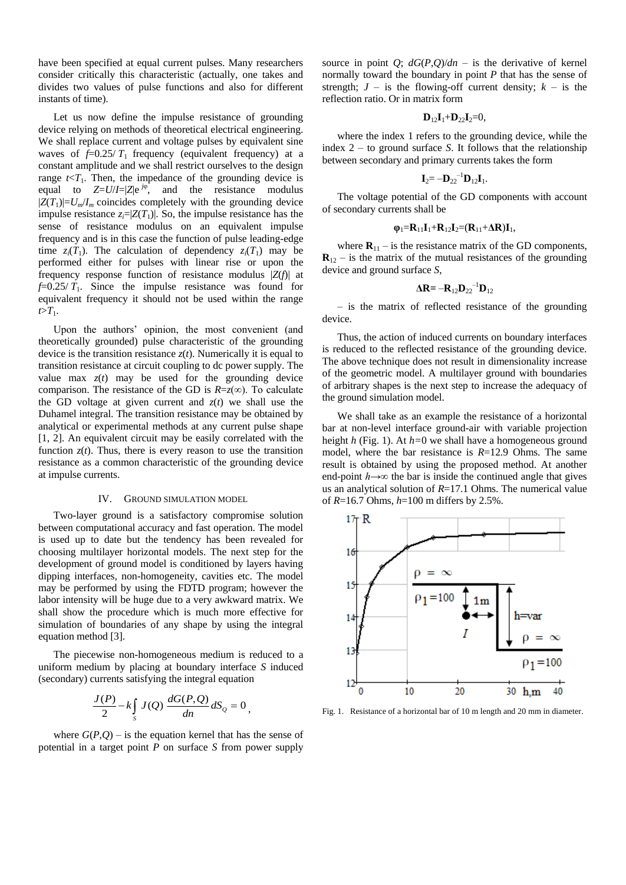have been specified at equal current pulses. Many researchers consider critically this characteristic (actually, one takes and divides two values of pulse functions and also for different instants of time).

Let us now define the impulse resistance of grounding device relying on methods of theoretical electrical engineering. We shall replace current and voltage pulses by equivalent sine waves of $f$=0.25/ $T_1$ frequency (equivalent frequency) at a constant amplitude and we shall restrict ourselves to the design range $t<T_1$. Then, the impedance of the grounding device is equal to $Z=U/I=|Z|e^{j\varphi}$, and the resistance modulus $|Z(T_1)|=U_m/I_m$ coincides completely with the grounding device impulse resistance $z_i=|Z(T_1)|$. So, the impulse resistance has the sense of resistance modulus on an equivalent impulse frequency and is in this case the function of pulse leading-edge time $z_i(T_1)$. The calculation of dependency $z_i(T_1)$ may be performed either for pulses with linear rise or upon the frequency response function of resistance modulus $|Z(f)|$ at $f$=0.25/ $T_1$. Since the impulse resistance was found for equivalent frequency it should not be used within the range $t>T_1$.

Upon the authors' opinion, the most convenient (and theoretically grounded) pulse characteristic of the grounding device is the transition resistance $z(t)$. Numerically it is equal to transition resistance at circuit coupling to dc power supply. The value max $z(t)$ may be used for the grounding device comparison. The resistance of the GD is $R=z(\infty)$. To calculate the GD voltage at given current and $z(t)$ we shall use the Duhamel integral. The transition resistance may be obtained by analytical or experimental methods at any current pulse shape [1, 2]. An equivalent circuit may be easily correlated with the function $z(t)$. Thus, there is every reason to use the transition resistance as a common characteristic of the grounding device at impulse currents.

## IV. Ground Simulation Model

Two-layer ground is a satisfactory compromise solution between computational accuracy and fast operation. The model is used up to date but the tendency has been revealed for choosing multilayer horizontal models. The next step for the development of ground model is conditioned by layers having dipping interfaces, non-homogeneity, cavities etc. The model may be performed by using the FDTD program; however the labor intensity will be huge due to a very awkward matrix. We shall show the procedure which is much more effective for simulation of boundaries of any shape by using the integral equation method [3].

The piecewise non-homogeneous medium is reduced to a uniform medium by placing at boundary interface $S$ induced (secondary) currents satisfying the integral equation

$$\frac{J(P)}{2} - k\int_S J(Q)\,\frac{dG(P,Q)}{dn}\,dS_Q = 0\,,$$

where $G(P,Q)$ – is the equation kernel that has the sense of potential in a target point $P$ on surface $S$ from power supply source in point $Q$; $dG(P,Q)/dn$ – is the derivative of kernel normally toward the boundary in point $P$ that has the sense of strength; $J$ – is the flowing-off current density; $k$ – is the reflection ratio. Or in matrix form

$$\mathbf{D}_{12}\mathbf{I}_1+\mathbf{D}_{22}\mathbf{I}_2=0,$$

where the index 1 refers to the grounding device, while the index 2 – to ground surface $S$. It follows that the relationship between secondary and primary currents takes the form

$$\mathbf{I}_2=-\mathbf{D}_{22}^{-1}\mathbf{D}_{12}\mathbf{I}_1.$$

The voltage potential of the GD components with account of secondary currents shall be

$$\boldsymbol{\varphi}_1=\mathbf{R}_{11}\mathbf{I}_1+\mathbf{R}_{12}\mathbf{I}_2=(\mathbf{R}_{11}+\Delta\mathbf{R})\mathbf{I}_1,$$

where $\mathbf{R}_{11}$ – is the resistance matrix of the GD components, $\mathbf{R}_{12}$ – is the matrix of the mutual resistances of the grounding device and ground surface $S$,

$$\Delta\mathbf{R}=-\mathbf{R}_{12}\mathbf{D}_{22}^{-1}\mathbf{D}_{12}$$

– is the matrix of reflected resistance of the grounding device.

Thus, the action of induced currents on boundary interfaces is reduced to the reflected resistance of the grounding device. The above technique does not result in dimensionality increase of the geometric model. A multilayer ground with boundaries of arbitrary shapes is the next step to increase the adequacy of the ground simulation model.

We shall take as an example the resistance of a horizontal bar at non-level interface ground-air with variable projection height $h$ (Fig. 1). At $h$=0 we shall have a homogeneous ground model, where the bar resistance is $R$=12.9 Ohms. The same result is obtained by using the proposed method. At another end-point $h\to\infty$ the bar is inside the continued angle that gives us an analytical solution of $R$=17.1 Ohms. The numerical value of $R$=16.7 Ohms, $h$=100 m differs by 2.5%.

Fig. 1. Resistance of a horizontal bar of 10 m length and 20 mm in diameter.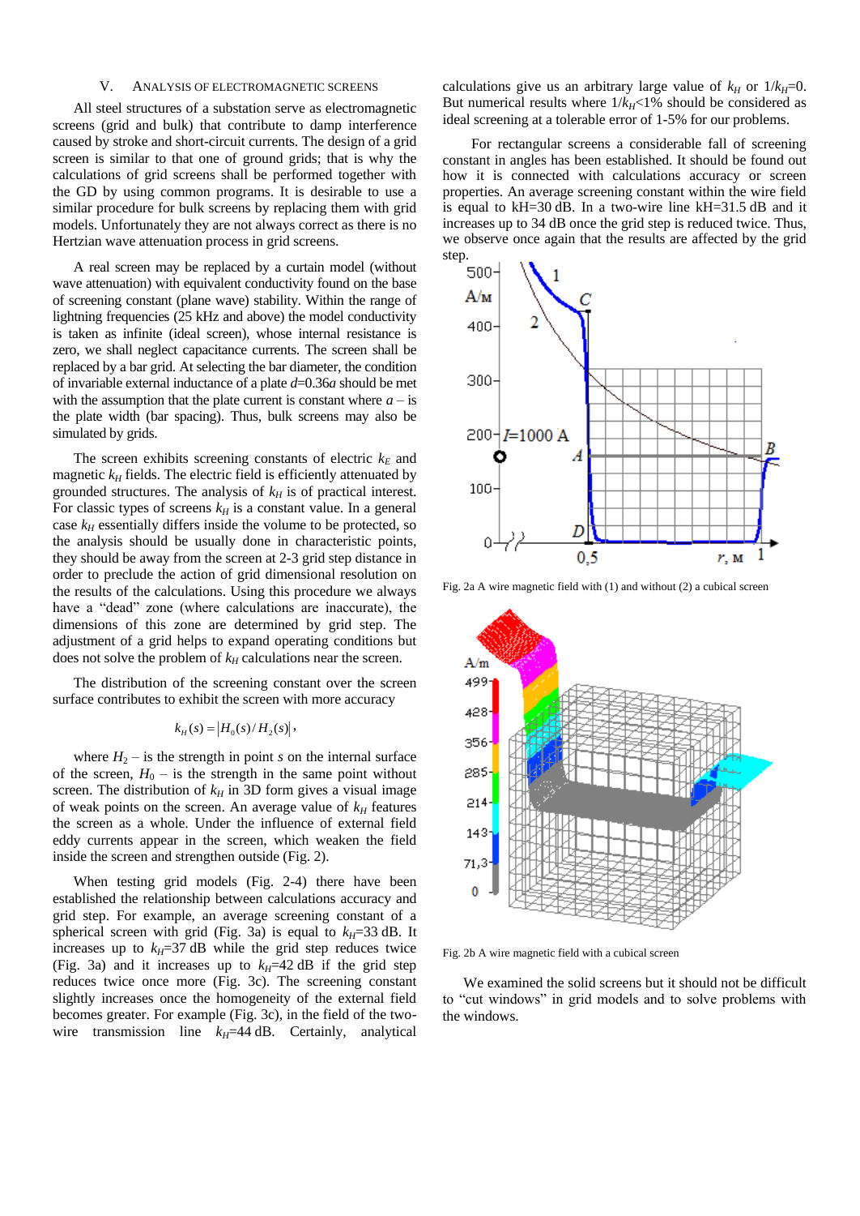## V. Analysis of Electromagnetic Screens

All steel structures of a substation serve as electromagnetic screens (grid and bulk) that contribute to damp interference caused by stroke and short-circuit currents. The design of a grid screen is similar to that one of ground grids; that is why the calculations of grid screens shall be performed together with the GD by using common programs. It is desirable to use a similar procedure for bulk screens by replacing them with grid models. Unfortunately they are not always correct as there is no Hertzian wave attenuation process in grid screens.

A real screen may be replaced by a curtain model (without wave attenuation) with equivalent conductivity found on the base of screening constant (plane wave) stability. Within the range of lightning frequencies (25 kHz and above) the model conductivity is taken as infinite (ideal screen), whose internal resistance is zero, we shall neglect capacitance currents. The screen shall be replaced by a bar grid. At selecting the bar diameter, the condition of invariable external inductance of a plate $d$=0.36$a$ should be met with the assumption that the plate current is constant where $a$ – is the plate width (bar spacing). Thus, bulk screens may also be simulated by grids.

The screen exhibits screening constants of electric $k_E$ and magnetic $k_H$ fields. The electric field is efficiently attenuated by grounded structures. The analysis of $k_H$ is of practical interest. For classic types of screens $k_H$ is a constant value. In a general case $k_H$ essentially differs inside the volume to be protected, so the analysis should be usually done in characteristic points, they should be away from the screen at 2-3 grid step distance in order to preclude the action of grid dimensional resolution on the results of the calculations. Using this procedure we always have a "dead" zone (where calculations are inaccurate), the dimensions of this zone are determined by grid step. The adjustment of a grid helps to expand operating conditions but does not solve the problem of $k_H$ calculations near the screen.

The distribution of the screening constant over the screen surface contributes to exhibit the screen with more accuracy

$$k_H(s) = |H_0(s)/H_2(s)|,$$

where $H_2$ – is the strength in point $s$ on the internal surface of the screen, $H_0$ – is the strength in the same point without screen. The distribution of $k_H$ in 3D form gives a visual image of weak points on the screen. An average value of $k_H$ features the screen as a whole. Under the influence of external field eddy currents appear in the screen, which weaken the field inside the screen and strengthen outside (Fig. 2).

When testing grid models (Fig. 2-4) there have been established the relationship between calculations accuracy and grid step. For example, an average screening constant of a spherical screen with grid (Fig. 3a) is equal to $k_H$=33 dB. It increases up to $k_H$=37 dB while the grid step reduces twice (Fig. 3a) and it increases up to $k_H$=42 dB if the grid step reduces twice once more (Fig. 3c). The screening constant slightly increases once the homogeneity of the external field becomes greater. For example (Fig. 3c), in the field of the two-wire transmission line $k_H$=44 dB. Certainly, analytical calculations give us an arbitrary large value of $k_H$ or $1/k_H$=0. But numerical results where $1/k_H$<1% should be considered as ideal screening at a tolerable error of 1-5% for our problems.

For rectangular screens a considerable fall of screening constant in angles has been established. It should be found out how it is connected with calculations accuracy or screen properties. An average screening constant within the wire field is equal to kH=30 dB. In a two-wire line kH=31.5 dB and it increases up to 34 dB once the grid step is reduced twice. Thus, we observe once again that the results are affected by the grid step.

Fig. 2a A wire magnetic field with (1) and without (2) a cubical screen

Fig. 2b A wire magnetic field with a cubical screen

We examined the solid screens but it should not be difficult to "cut windows" in grid models and to solve problems with the windows.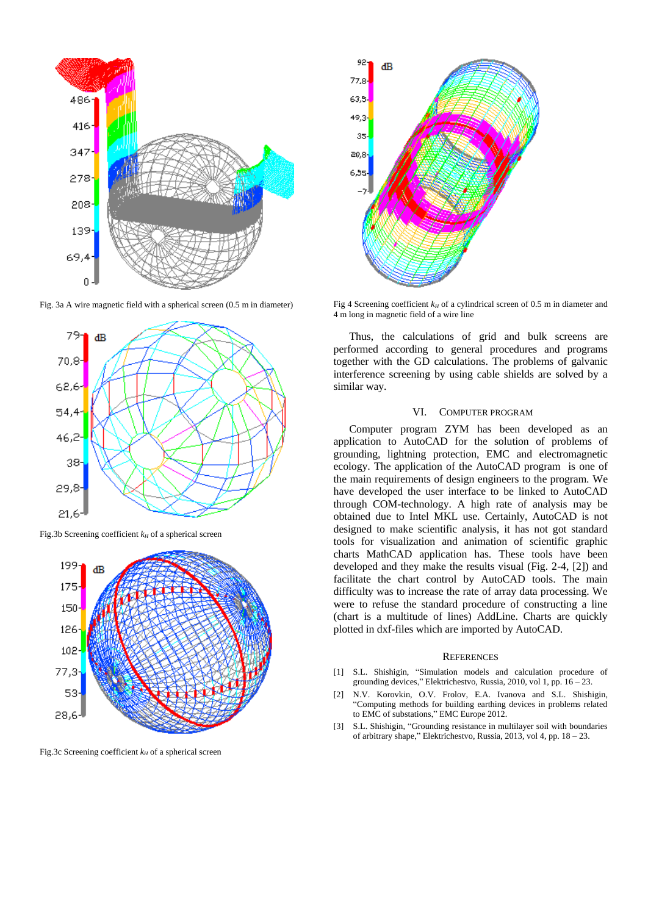486
416
347
278
208
139
69,4
0

Fig. 3a A wire magnetic field with a spherical screen (0.5 m in diameter)

79
dB
70,8
62,6
54,4
46,2
38
29,8
21,6

Fig.3b Screening coefficient $k_H$ of a spherical screen

199
dB
175
150
126
102
77,3
53
28,6

Fig.3c Screening coefficient $k_H$ of a spherical screen

92
dB
77,8
63,5
49,3
35
20,8
6,55
-7

Fig 4 Screening coefficient $k_H$ of a cylindrical screen of 0.5 m in diameter and 4 m long in magnetic field of a wire line

Thus, the calculations of grid and bulk screens are performed according to general procedures and programs together with the GD calculations. The problems of galvanic interference screening by using cable shields are solved by a similar way.

## VI. Computer Program

Computer program ZYM has been developed as an application to AutoCAD for the solution of problems of grounding, lightning protection, EMC and electromagnetic ecology. The application of the AutoCAD program is one of the main requirements of design engineers to the program. We have developed the user interface to be linked to AutoCAD through COM-technology. A high rate of analysis may be obtained due to Intel MKL use. Certainly, AutoCAD is not designed to make scientific analysis, it has not got standard tools for visualization and animation of scientific graphic charts MathCAD application has. These tools have been developed and they make the results visual (Fig. 2-4, [2]) and facilitate the chart control by AutoCAD tools. The main difficulty was to increase the rate of array data processing. We were to refuse the standard procedure of constructing a line (chart is a multitude of lines) AddLine. Charts are quickly plotted in dxf-files which are imported by AutoCAD.

## References

[1] S.L. Shishigin, "Simulation models and calculation procedure of grounding devices," Elektrichestvo, Russia, 2010, vol 1, pp. 16 – 23.

[2] N.V. Korovkin, O.V. Frolov, E.A. Ivanova and S.L. Shishigin, "Computing methods for building earthing devices in problems related to EMC of substations," EMC Europe 2012.

[3] S.L. Shishigin, "Grounding resistance in multilayer soil with boundaries of arbitrary shape," Elektrichestvo, Russia, 2013, vol 4, pp. 18 – 23.